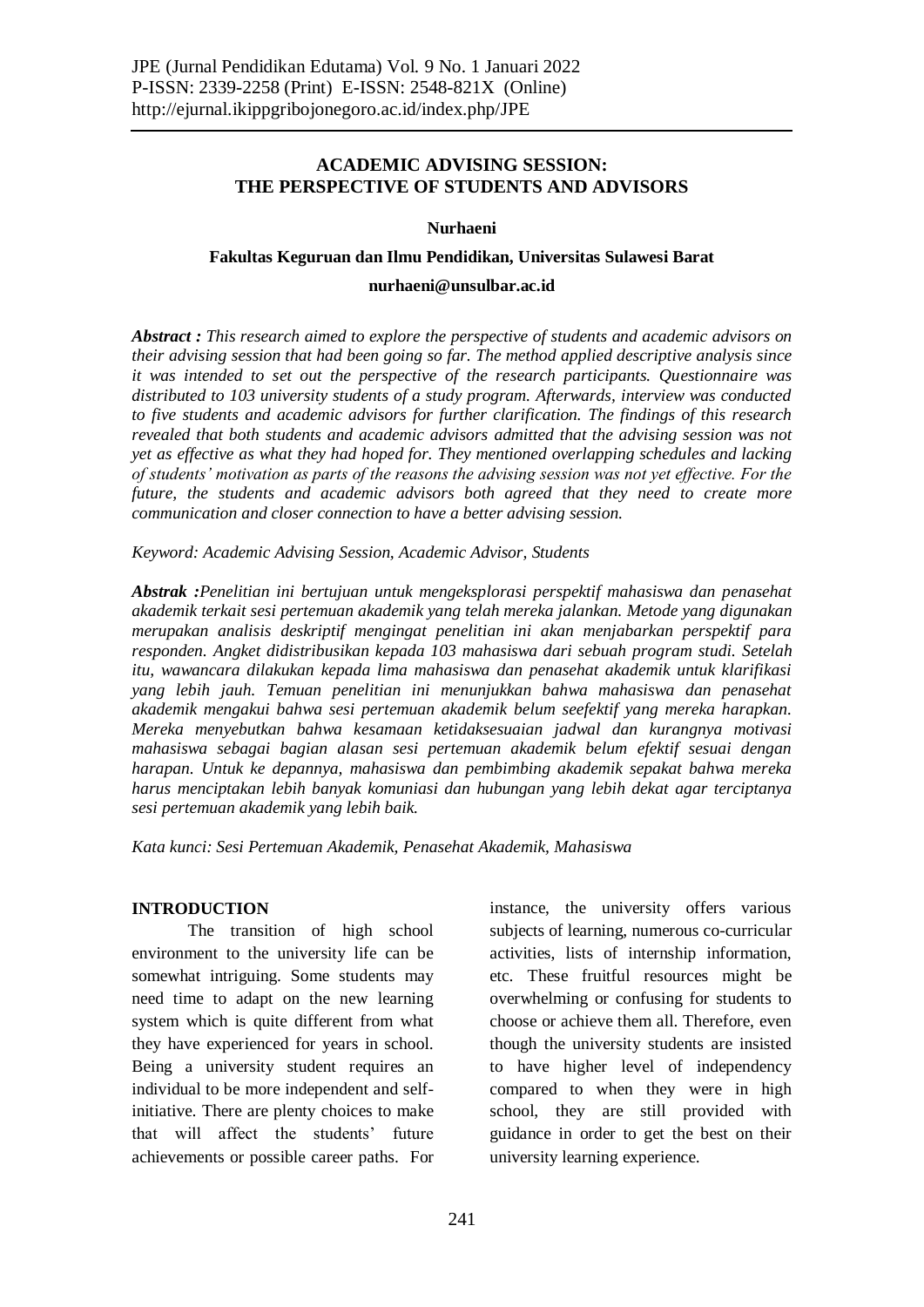# ACADEMIC ADVISING SESSION: THE PERSPECTIVE OF STUDENTS AND ADVISORS

**Nurhaeni**

**Fakultas Keguruan dan Ilmu Pendidikan, Universitas Sulawesi Barat**

**nurhaeni@unsulbar.ac.id**

***Abstract :*** *This research aimed to explore the perspective of students and academic advisors on their advising session that had been going so far. The method applied descriptive analysis since it was intended to set out the perspective of the research participants. Questionnaire was distributed to 103 university students of a study program. Afterwards, interview was conducted to five students and academic advisors for further clarification. The findings of this research revealed that both students and academic advisors admitted that the advising session was not yet as effective as what they had hoped for. They mentioned overlapping schedules and lacking of students' motivation as parts of the reasons the advising session was not yet effective. For the future, the students and academic advisors both agreed that they need to create more communication and closer connection to have a better advising session.*

*Keyword: Academic Advising Session, Academic Advisor, Students*

***Abstrak :****Penelitian ini bertujuan untuk mengeksplorasi perspektif mahasiswa dan penasehat akademik terkait sesi pertemuan akademik yang telah mereka jalankan. Metode yang digunakan merupakan analisis deskriptif mengingat penelitian ini akan menjabarkan perspektif para responden. Angket didistribusikan kepada 103 mahasiswa dari sebuah program studi. Setelah itu, wawancara dilakukan kepada lima mahasiswa dan penasehat akademik untuk klarifikasi yang lebih jauh. Temuan penelitian ini menunjukkan bahwa mahasiswa dan penasehat akademik mengakui bahwa sesi pertemuan akademik belum seefektif yang mereka harapkan. Mereka menyebutkan bahwa kesamaan ketidaksesuaian jadwal dan kurangnya motivasi mahasiswa sebagai bagian alasan sesi pertemuan akademik belum efektif sesuai dengan harapan. Untuk ke depannya, mahasiswa dan pembimbing akademik sepakat bahwa mereka harus menciptakan lebih banyak komuniasi dan hubungan yang lebih dekat agar terciptanya sesi pertemuan akademik yang lebih baik.*

*Kata kunci: Sesi Pertemuan Akademik, Penasehat Akademik, Mahasiswa*

## INTRODUCTION

The transition of high school environment to the university life can be somewhat intriguing. Some students may need time to adapt on the new learning system which is quite different from what they have experienced for years in school. Being a university student requires an individual to be more independent and self-initiative. There are plenty choices to make that will affect the students' future achievements or possible career paths. For instance, the university offers various subjects of learning, numerous co-curricular activities, lists of internship information, etc. These fruitful resources might be overwhelming or confusing for students to choose or achieve them all. Therefore, even though the university students are insisted to have higher level of independency compared to when they were in high school, they are still provided with guidance in order to get the best on their university learning experience.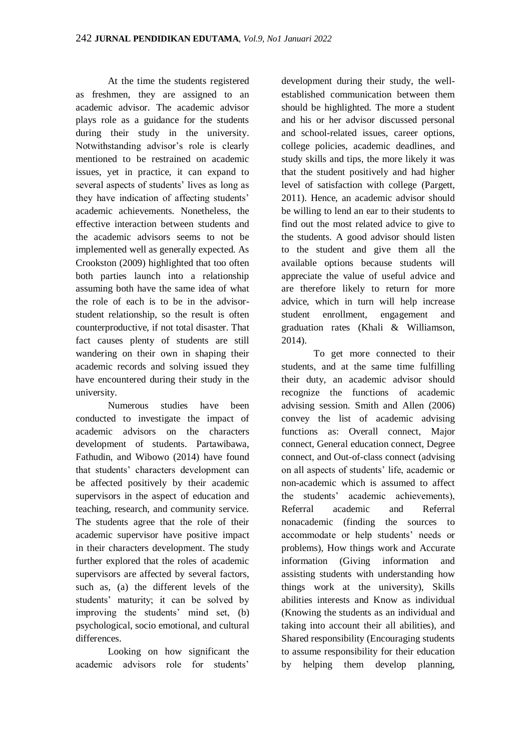At the time the students registered as freshmen, they are assigned to an academic advisor. The academic advisor plays role as a guidance for the students during their study in the university. Notwithstanding advisor's role is clearly mentioned to be restrained on academic issues, yet in practice, it can expand to several aspects of students' lives as long as they have indication of affecting students' academic achievements. Nonetheless, the effective interaction between students and the academic advisors seems to not be implemented well as generally expected. As Crookston (2009) highlighted that too often both parties launch into a relationship assuming both have the same idea of what the role of each is to be in the advisor-student relationship, so the result is often counterproductive, if not total disaster. That fact causes plenty of students are still wandering on their own in shaping their academic records and solving issued they have encountered during their study in the university.

Numerous studies have been conducted to investigate the impact of academic advisors on the characters development of students. Partawibawa, Fathudin, and Wibowo (2014) have found that students' characters development can be affected positively by their academic supervisors in the aspect of education and teaching, research, and community service. The students agree that the role of their academic supervisor have positive impact in their characters development. The study further explored that the roles of academic supervisors are affected by several factors, such as, (a) the different levels of the students' maturity; it can be solved by improving the students' mind set, (b) psychological, socio emotional, and cultural differences.

Looking on how significant the academic advisors role for students' development during their study, the well-established communication between them should be highlighted. The more a student and his or her advisor discussed personal and school-related issues, career options, college policies, academic deadlines, and study skills and tips, the more likely it was that the student positively and had higher level of satisfaction with college (Pargett, 2011). Hence, an academic advisor should be willing to lend an ear to their students to find out the most related advice to give to the students. A good advisor should listen to the student and give them all the available options because students will appreciate the value of useful advice and are therefore likely to return for more advice, which in turn will help increase student enrollment, engagement and graduation rates (Khali & Williamson, 2014).

To get more connected to their students, and at the same time fulfilling their duty, an academic advisor should recognize the functions of academic advising session. Smith and Allen (2006) convey the list of academic advising functions as: Overall connect, Major connect, General education connect, Degree connect, and Out-of-class connect (advising on all aspects of students' life, academic or non-academic which is assumed to affect the students' academic achievements), Referral academic and Referral nonacademic (finding the sources to accommodate or help students' needs or problems), How things work and Accurate information (Giving information and assisting students with understanding how things work at the university), Skills abilities interests and Know as individual (Knowing the students as an individual and taking into account their all abilities), and Shared responsibility (Encouraging students to assume responsibility for their education by helping them develop planning,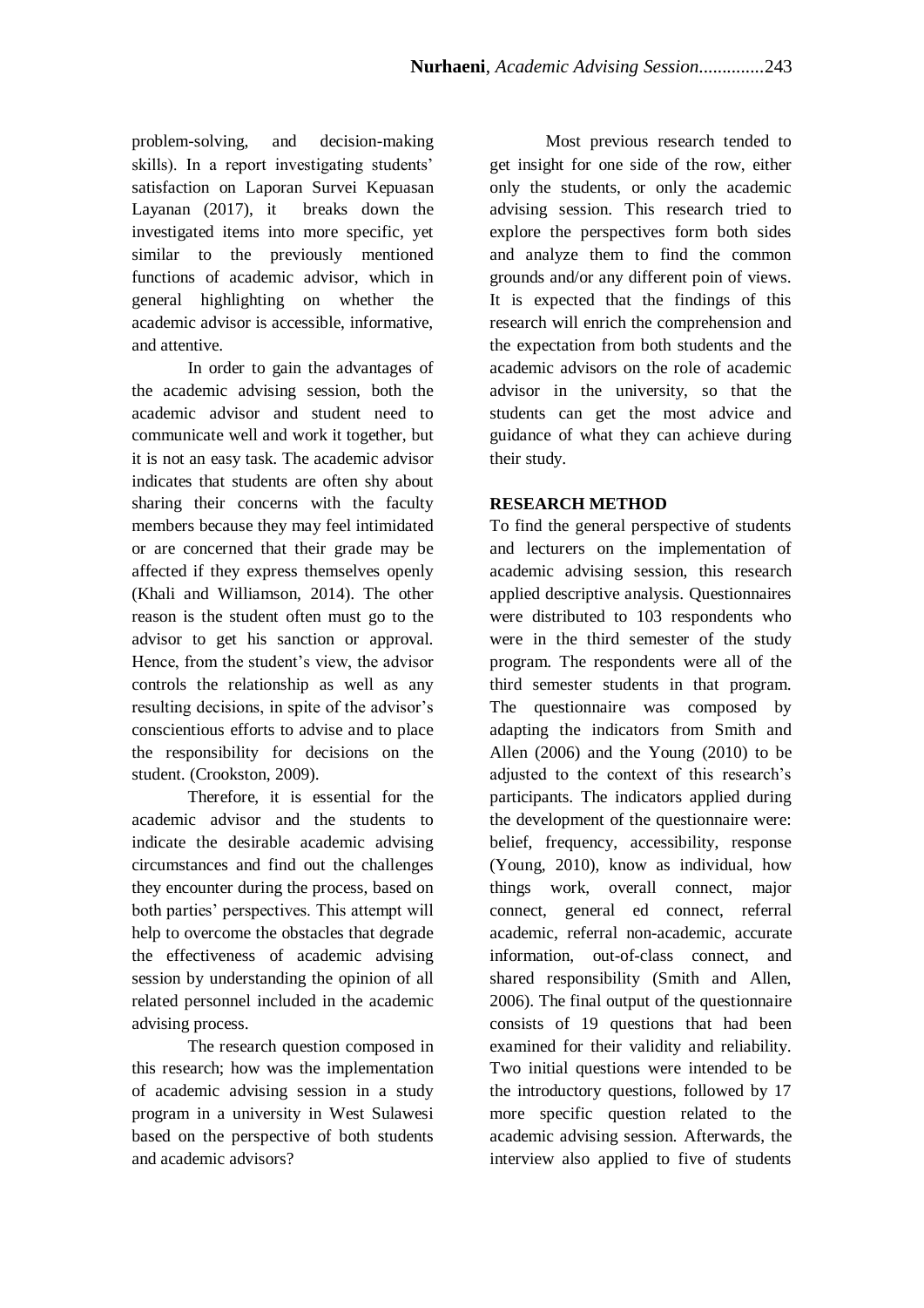problem-solving, and decision-making skills). In a report investigating students' satisfaction on Laporan Survei Kepuasan Layanan (2017), it breaks down the investigated items into more specific, yet similar to the previously mentioned functions of academic advisor, which in general highlighting on whether the academic advisor is accessible, informative, and attentive.

In order to gain the advantages of the academic advising session, both the academic advisor and student need to communicate well and work it together, but it is not an easy task. The academic advisor indicates that students are often shy about sharing their concerns with the faculty members because they may feel intimidated or are concerned that their grade may be affected if they express themselves openly (Khali and Williamson, 2014). The other reason is the student often must go to the advisor to get his sanction or approval. Hence, from the student's view, the advisor controls the relationship as well as any resulting decisions, in spite of the advisor's conscientious efforts to advise and to place the responsibility for decisions on the student. (Crookston, 2009).

Therefore, it is essential for the academic advisor and the students to indicate the desirable academic advising circumstances and find out the challenges they encounter during the process, based on both parties' perspectives. This attempt will help to overcome the obstacles that degrade the effectiveness of academic advising session by understanding the opinion of all related personnel included in the academic advising process.

The research question composed in this research; how was the implementation of academic advising session in a study program in a university in West Sulawesi based on the perspective of both students and academic advisors?

Most previous research tended to get insight for one side of the row, either only the students, or only the academic advising session. This research tried to explore the perspectives form both sides and analyze them to find the common grounds and/or any different poin of views. It is expected that the findings of this research will enrich the comprehension and the expectation from both students and the academic advisors on the role of academic advisor in the university, so that the students can get the most advice and guidance of what they can achieve during their study.

## RESEARCH METHOD

To find the general perspective of students and lecturers on the implementation of academic advising session, this research applied descriptive analysis. Questionnaires were distributed to 103 respondents who were in the third semester of the study program. The respondents were all of the third semester students in that program. The questionnaire was composed by adapting the indicators from Smith and Allen (2006) and the Young (2010) to be adjusted to the context of this research's participants. The indicators applied during the development of the questionnaire were: belief, frequency, accessibility, response (Young, 2010), know as individual, how things work, overall connect, major connect, general ed connect, referral academic, referral non-academic, accurate information, out-of-class connect, and shared responsibility (Smith and Allen, 2006). The final output of the questionnaire consists of 19 questions that had been examined for their validity and reliability. Two initial questions were intended to be the introductory questions, followed by 17 more specific question related to the academic advising session. Afterwards, the interview also applied to five of students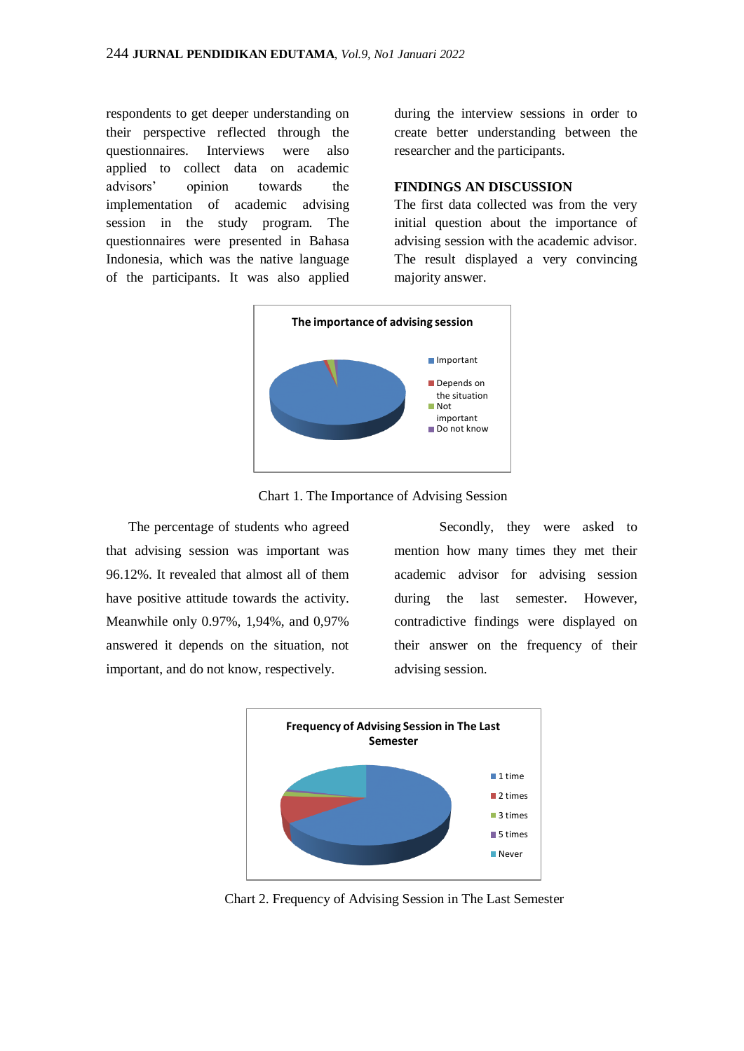respondents to get deeper understanding on their perspective reflected through the questionnaires. Interviews were also applied to collect data on academic advisors' opinion towards the implementation of academic advising session in the study program. The questionnaires were presented in Bahasa Indonesia, which was the native language of the participants. It was also applied during the interview sessions in order to create better understanding between the researcher and the participants.

## FINDINGS AN DISCUSSION

The first data collected was from the very initial question about the importance of advising session with the academic advisor. The result displayed a very convincing majority answer.

Chart 1. The Importance of Advising Session

The percentage of students who agreed that advising session was important was 96.12%. It revealed that almost all of them have positive attitude towards the activity. Meanwhile only 0.97%, 1,94%, and 0,97% answered it depends on the situation, not important, and do not know, respectively.

Secondly, they were asked to mention how many times they met their academic advisor for advising session during the last semester. However, contradictive findings were displayed on their answer on the frequency of their advising session.

Chart 2. Frequency of Advising Session in The Last Semester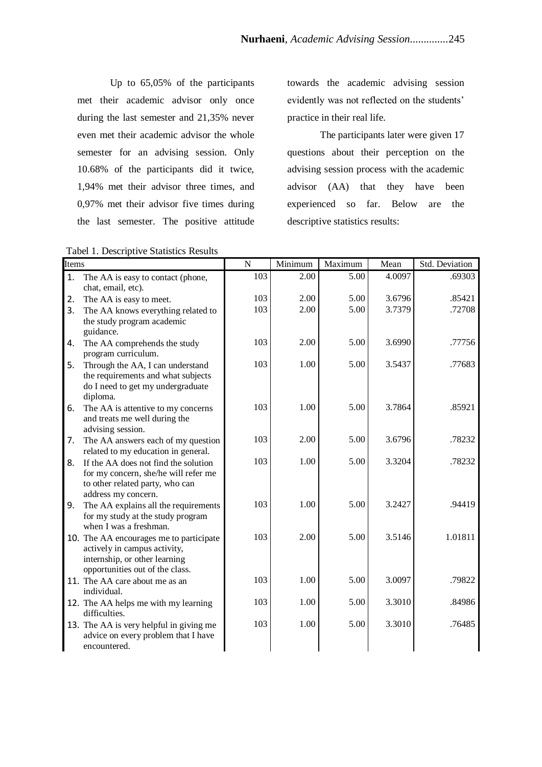Up to 65,05% of the participants met their academic advisor only once during the last semester and 21,35% never even met their academic advisor the whole semester for an advising session. Only 10.68% of the participants did it twice, 1,94% met their advisor three times, and 0,97% met their advisor five times during the last semester. The positive attitude towards the academic advising session evidently was not reflected on the students' practice in their real life.

The participants later were given 17 questions about their perception on the advising session process with the academic advisor (AA) that they have been experienced so far. Below are the descriptive statistics results:

Tabel 1. Descriptive Statistics Results

| Items | N | Minimum | Maximum | Mean | Std. Deviation |
|---|---|---|---|---|---|
| 1. The AA is easy to contact (phone, chat, email, etc). | 103 | 2.00 | 5.00 | 4.0097 | .69303 |
| 2. The AA is easy to meet. | 103 | 2.00 | 5.00 | 3.6796 | .85421 |
| 3. The AA knows everything related to the study program academic guidance. | 103 | 2.00 | 5.00 | 3.7379 | .72708 |
| 4. The AA comprehends the study program curriculum. | 103 | 2.00 | 5.00 | 3.6990 | .77756 |
| 5. Through the AA, I can understand the requirements and what subjects do I need to get my undergraduate diploma. | 103 | 1.00 | 5.00 | 3.5437 | .77683 |
| 6. The AA is attentive to my concerns and treats me well during the advising session. | 103 | 1.00 | 5.00 | 3.7864 | .85921 |
| 7. The AA answers each of my question related to my education in general. | 103 | 2.00 | 5.00 | 3.6796 | .78232 |
| 8. If the AA does not find the solution for my concern, she/he will refer me to other related party, who can address my concern. | 103 | 1.00 | 5.00 | 3.3204 | .78232 |
| 9. The AA explains all the requirements for my study at the study program when I was a freshman. | 103 | 1.00 | 5.00 | 3.2427 | .94419 |
| 10. The AA encourages me to participate actively in campus activity, internship, or other learning opportunities out of the class. | 103 | 2.00 | 5.00 | 3.5146 | 1.01811 |
| 11. The AA care about me as an individual. | 103 | 1.00 | 5.00 | 3.0097 | .79822 |
| 12. The AA helps me with my learning difficulties. | 103 | 1.00 | 5.00 | 3.3010 | .84986 |
| 13. The AA is very helpful in giving me advice on every problem that I have encountered. | 103 | 1.00 | 5.00 | 3.3010 | .76485 |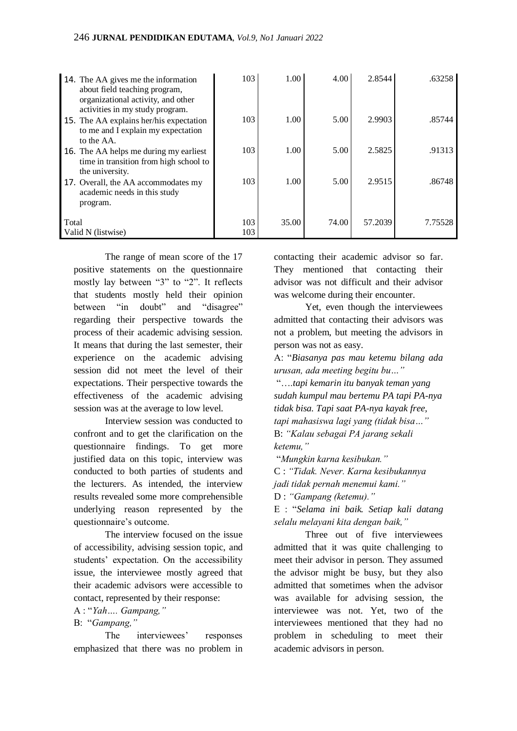| | | | | | |
|---|---|---|---|---|---|
| 14. The AA gives me the information about field teaching program, organizational activity, and other activities in my study program. | 103 | 1.00 | 4.00 | 2.8544 | .63258 |
| 15. The AA explains her/his expectation to me and I explain my expectation to the AA. | 103 | 1.00 | 5.00 | 2.9903 | .85744 |
| 16. The AA helps me during my earliest time in transition from high school to the university. | 103 | 1.00 | 5.00 | 2.5825 | .91313 |
| 17. Overall, the AA accommodates my academic needs in this study program. | 103 | 1.00 | 5.00 | 2.9515 | .86748 |
| Total | 103 | 35.00 | 74.00 | 57.2039 | 7.75528 |
| Valid N (listwise) | 103 | | | | |

The range of mean score of the 17 positive statements on the questionnaire mostly lay between "3" to "2". It reflects that students mostly held their opinion between "in doubt" and "disagree" regarding their perspective towards the process of their academic advising session. It means that during the last semester, their experience on the academic advising session did not meet the level of their expectations. Their perspective towards the effectiveness of the academic advising session was at the average to low level.

Interview session was conducted to confront and to get the clarification on the questionnaire findings. To get more justified data on this topic, interview was conducted to both parties of students and the lecturers. As intended, the interview results revealed some more comprehensible underlying reason represented by the questionnaire's outcome.

The interview focused on the issue of accessibility, advising session topic, and students' expectation. On the accessibility issue, the interviewee mostly agreed that their academic advisors were accessible to contact, represented by their response:

A : "*Yah…. Gampang,"*

B: "*Gampang,"*

The interviewees' responses emphasized that there was no problem in contacting their academic advisor so far. They mentioned that contacting their advisor was not difficult and their advisor was welcome during their encounter.

Yet, even though the interviewees admitted that contacting their advisors was not a problem, but meeting the advisors in person was not as easy.

A: "*Biasanya pas mau ketemu bilang ada urusan, ada meeting begitu bu…"*

"*….tapi kemarin itu banyak teman yang sudah kumpul mau bertemu PA tapi PA-nya tidak bisa. Tapi saat PA-nya kayak free, tapi mahasiswa lagi yang (tidak bisa…"*

B: *"Kalau sebagai PA jarang sekali ketemu,"*

"*Mungkin karna kesibukan."*

C : *"Tidak. Never. Karna kesibukannya jadi tidak pernah menemui kami."*

D : *"Gampang (ketemu)."*

E : "*Selama ini baik. Setiap kali datang selalu melayani kita dengan baik,"*

Three out of five interviewees admitted that it was quite challenging to meet their advisor in person. They assumed the advisor might be busy, but they also admitted that sometimes when the advisor was available for advising session, the interviewee was not. Yet, two of the interviewees mentioned that they had no problem in scheduling to meet their academic advisors in person.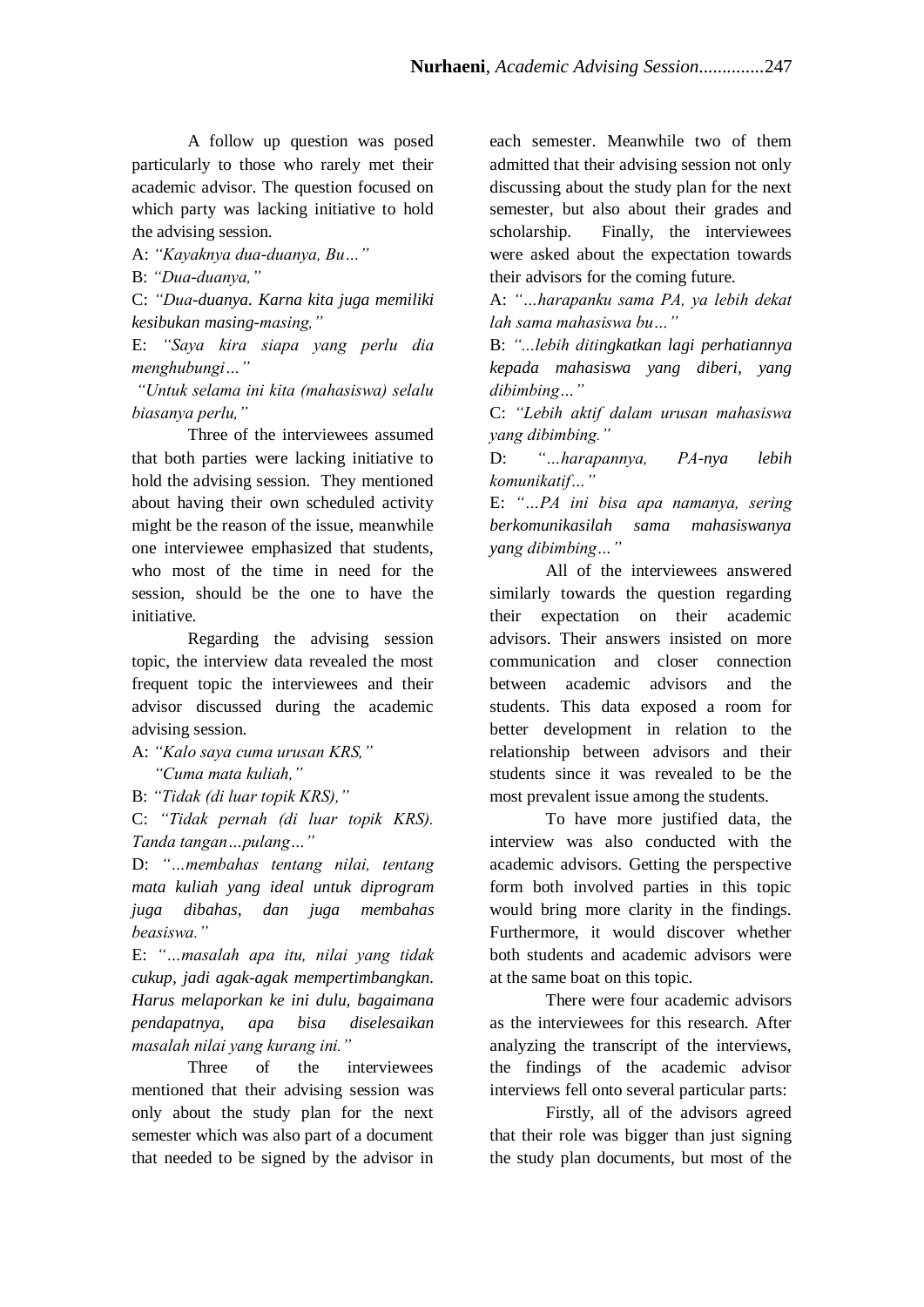A follow up question was posed particularly to those who rarely met their academic advisor. The question focused on which party was lacking initiative to hold the advising session.

A: *"Kayaknya dua-duanya, Bu…"*

B: *"Dua-duanya,"*

C: *"Dua-duanya. Karna kita juga memiliki kesibukan masing-masing,"*

E: *"Saya kira siapa yang perlu dia menghubungi…"*

*"Untuk selama ini kita (mahasiswa) selalu biasanya perlu,"*

Three of the interviewees assumed that both parties were lacking initiative to hold the advising session. They mentioned about having their own scheduled activity might be the reason of the issue, meanwhile one interviewee emphasized that students, who most of the time in need for the session, should be the one to have the initiative.

Regarding the advising session topic, the interview data revealed the most frequent topic the interviewees and their advisor discussed during the academic advising session.

A: *"Kalo saya cuma urusan KRS,"*

*"Cuma mata kuliah,"*

B: *"Tidak (di luar topik KRS),"*

C: *"Tidak pernah (di luar topik KRS). Tanda tangan…pulang…"*

D: *"…membahas tentang nilai, tentang mata kuliah yang ideal untuk diprogram juga dibahas, dan juga membahas beasiswa."*

E: *"…masalah apa itu, nilai yang tidak cukup, jadi agak-agak mempertimbangkan. Harus melaporkan ke ini dulu, bagaimana pendapatnya, apa bisa diselesaikan masalah nilai yang kurang ini."*

Three of the interviewees mentioned that their advising session was only about the study plan for the next semester which was also part of a document that needed to be signed by the advisor in each semester. Meanwhile two of them admitted that their advising session not only discussing about the study plan for the next semester, but also about their grades and scholarship. Finally, the interviewees were asked about the expectation towards their advisors for the coming future.

A: *"…harapanku sama PA, ya lebih dekat lah sama mahasiswa bu…"*

B: *"...lebih ditingkatkan lagi perhatiannya kepada mahasiswa yang diberi, yang dibimbing…"*

C: *"Lebih aktif dalam urusan mahasiswa yang dibimbing."*

D: *"…harapannya, PA-nya lebih komunikatif…"*

E: *"…PA ini bisa apa namanya, sering berkomunikasilah sama mahasiswanya yang dibimbing…"*

All of the interviewees answered similarly towards the question regarding their expectation on their academic advisors. Their answers insisted on more communication and closer connection between academic advisors and the students. This data exposed a room for better development in relation to the relationship between advisors and their students since it was revealed to be the most prevalent issue among the students.

To have more justified data, the interview was also conducted with the academic advisors. Getting the perspective form both involved parties in this topic would bring more clarity in the findings. Furthermore, it would discover whether both students and academic advisors were at the same boat on this topic.

There were four academic advisors as the interviewees for this research. After analyzing the transcript of the interviews, the findings of the academic advisor interviews fell onto several particular parts:

Firstly, all of the advisors agreed that their role was bigger than just signing the study plan documents, but most of the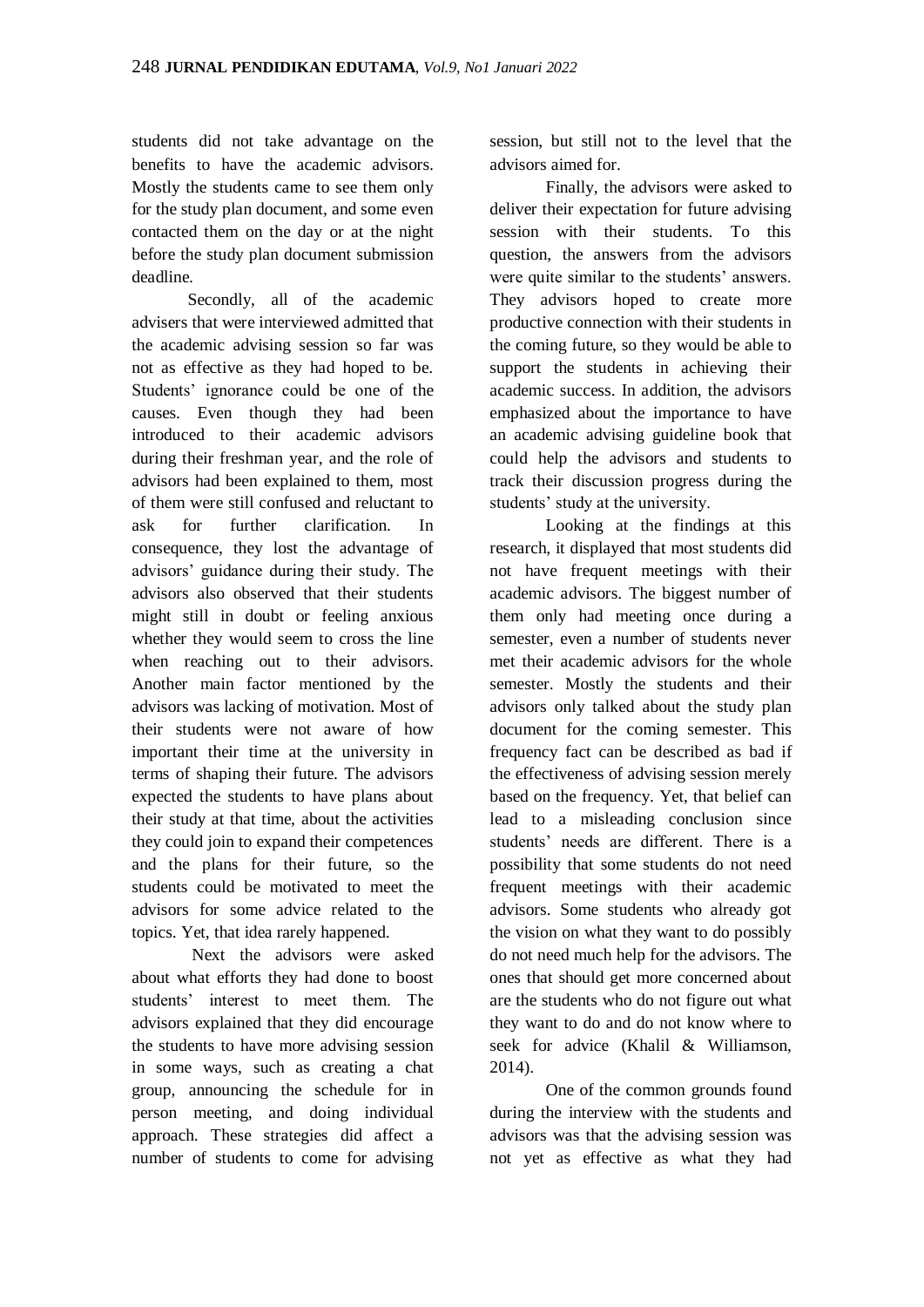students did not take advantage on the benefits to have the academic advisors. Mostly the students came to see them only for the study plan document, and some even contacted them on the day or at the night before the study plan document submission deadline.

Secondly, all of the academic advisers that were interviewed admitted that the academic advising session so far was not as effective as they had hoped to be. Students' ignorance could be one of the causes. Even though they had been introduced to their academic advisors during their freshman year, and the role of advisors had been explained to them, most of them were still confused and reluctant to ask for further clarification. In consequence, they lost the advantage of advisors' guidance during their study. The advisors also observed that their students might still in doubt or feeling anxious whether they would seem to cross the line when reaching out to their advisors. Another main factor mentioned by the advisors was lacking of motivation. Most of their students were not aware of how important their time at the university in terms of shaping their future. The advisors expected the students to have plans about their study at that time, about the activities they could join to expand their competences and the plans for their future, so the students could be motivated to meet the advisors for some advice related to the topics. Yet, that idea rarely happened.

Next the advisors were asked about what efforts they had done to boost students' interest to meet them. The advisors explained that they did encourage the students to have more advising session in some ways, such as creating a chat group, announcing the schedule for in person meeting, and doing individual approach. These strategies did affect a number of students to come for advising session, but still not to the level that the advisors aimed for.

Finally, the advisors were asked to deliver their expectation for future advising session with their students. To this question, the answers from the advisors were quite similar to the students' answers. They advisors hoped to create more productive connection with their students in the coming future, so they would be able to support the students in achieving their academic success. In addition, the advisors emphasized about the importance to have an academic advising guideline book that could help the advisors and students to track their discussion progress during the students' study at the university.

Looking at the findings at this research, it displayed that most students did not have frequent meetings with their academic advisors. The biggest number of them only had meeting once during a semester, even a number of students never met their academic advisors for the whole semester. Mostly the students and their advisors only talked about the study plan document for the coming semester. This frequency fact can be described as bad if the effectiveness of advising session merely based on the frequency. Yet, that belief can lead to a misleading conclusion since students' needs are different. There is a possibility that some students do not need frequent meetings with their academic advisors. Some students who already got the vision on what they want to do possibly do not need much help for the advisors. The ones that should get more concerned about are the students who do not figure out what they want to do and do not know where to seek for advice (Khalil & Williamson, 2014).

One of the common grounds found during the interview with the students and advisors was that the advising session was not yet as effective as what they had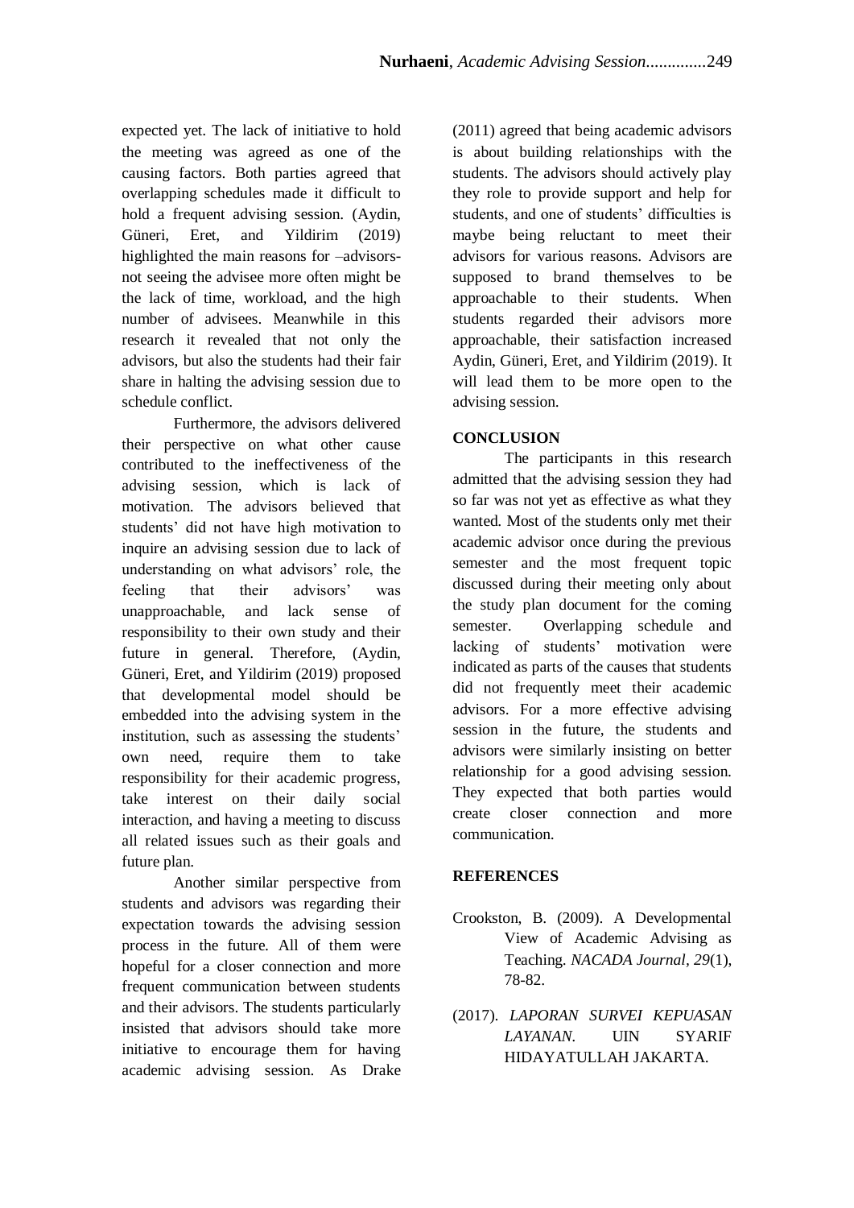expected yet. The lack of initiative to hold the meeting was agreed as one of the causing factors. Both parties agreed that overlapping schedules made it difficult to hold a frequent advising session. (Aydin, Güneri, Eret, and Yildirim (2019) highlighted the main reasons for –advisors-not seeing the advisee more often might be the lack of time, workload, and the high number of advisees. Meanwhile in this research it revealed that not only the advisors, but also the students had their fair share in halting the advising session due to schedule conflict.

Furthermore, the advisors delivered their perspective on what other cause contributed to the ineffectiveness of the advising session, which is lack of motivation. The advisors believed that students' did not have high motivation to inquire an advising session due to lack of understanding on what advisors' role, the feeling that their advisors' was unapproachable, and lack sense of responsibility to their own study and their future in general. Therefore, (Aydin, Güneri, Eret, and Yildirim (2019) proposed that developmental model should be embedded into the advising system in the institution, such as assessing the students' own need, require them to take responsibility for their academic progress, take interest on their daily social interaction, and having a meeting to discuss all related issues such as their goals and future plan.

Another similar perspective from students and advisors was regarding their expectation towards the advising session process in the future. All of them were hopeful for a closer connection and more frequent communication between students and their advisors. The students particularly insisted that advisors should take more initiative to encourage them for having academic advising session. As Drake (2011) agreed that being academic advisors is about building relationships with the students. The advisors should actively play they role to provide support and help for students, and one of students' difficulties is maybe being reluctant to meet their advisors for various reasons. Advisors are supposed to brand themselves to be approachable to their students. When students regarded their advisors more approachable, their satisfaction increased Aydin, Güneri, Eret, and Yildirim (2019). It will lead them to be more open to the advising session.

## CONCLUSION

The participants in this research admitted that the advising session they had so far was not yet as effective as what they wanted. Most of the students only met their academic advisor once during the previous semester and the most frequent topic discussed during their meeting only about the study plan document for the coming semester. Overlapping schedule and lacking of students' motivation were indicated as parts of the causes that students did not frequently meet their academic advisors. For a more effective advising session in the future, the students and advisors were similarly insisting on better relationship for a good advising session. They expected that both parties would create closer connection and more communication.

## REFERENCES

Crookston, B. (2009). A Developmental View of Academic Advising as Teaching. *NACADA Journal, 29*(1), 78-82.

(2017). *LAPORAN SURVEI KEPUASAN LAYANAN*. UIN SYARIF HIDAYATULLAH JAKARTA.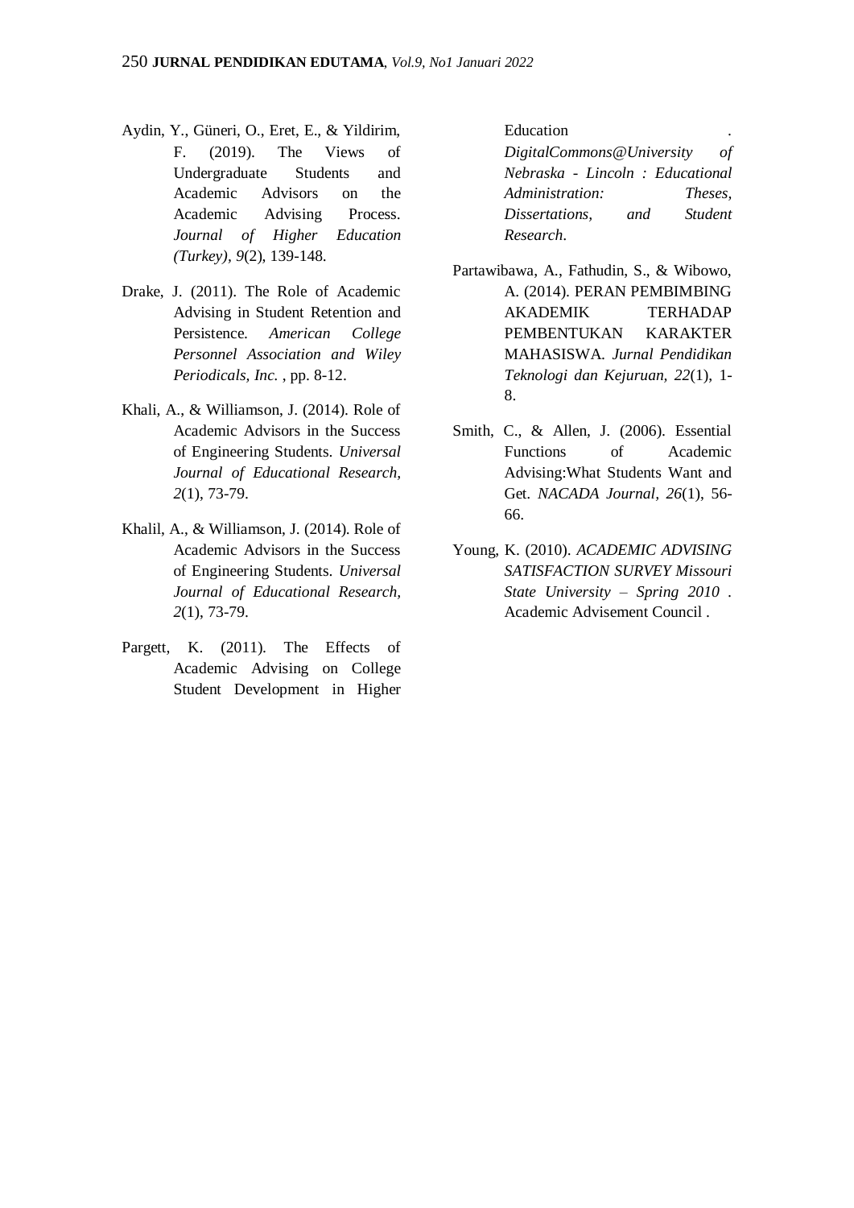Aydin, Y., Güneri, O., Eret, E., & Yildirim, F. (2019). The Views of Undergraduate Students and Academic Advisors on the Academic Advising Process. *Journal of Higher Education (Turkey)*, *9*(2), 139-148.

Drake, J. (2011). The Role of Academic Advising in Student Retention and Persistence. *American College Personnel Association and Wiley Periodicals, Inc.* , pp. 8-12.

Khali, A., & Williamson, J. (2014). Role of Academic Advisors in the Success of Engineering Students. *Universal Journal of Educational Research, 2*(1), 73-79.

Khalil, A., & Williamson, J. (2014). Role of Academic Advisors in the Success of Engineering Students. *Universal Journal of Educational Research, 2*(1), 73-79.

Pargett, K. (2011). The Effects of Academic Advising on College Student Development in Higher Education . *DigitalCommons@University of Nebraska - Lincoln : Educational Administration: Theses, Dissertations, and Student Research*.

Partawibawa, A., Fathudin, S., & Wibowo, A. (2014). PERAN PEMBIMBING AKADEMIK TERHADAP PEMBENTUKAN KARAKTER MAHASISWA. *Jurnal Pendidikan Teknologi dan Kejuruan, 22*(1), 1-8.

Smith, C., & Allen, J. (2006). Essential Functions of Academic Advising:What Students Want and Get. *NACADA Journal*, *26*(1), 56-66.

Young, K. (2010). *ACADEMIC ADVISING SATISFACTION SURVEY Missouri State University – Spring 2010* . Academic Advisement Council .